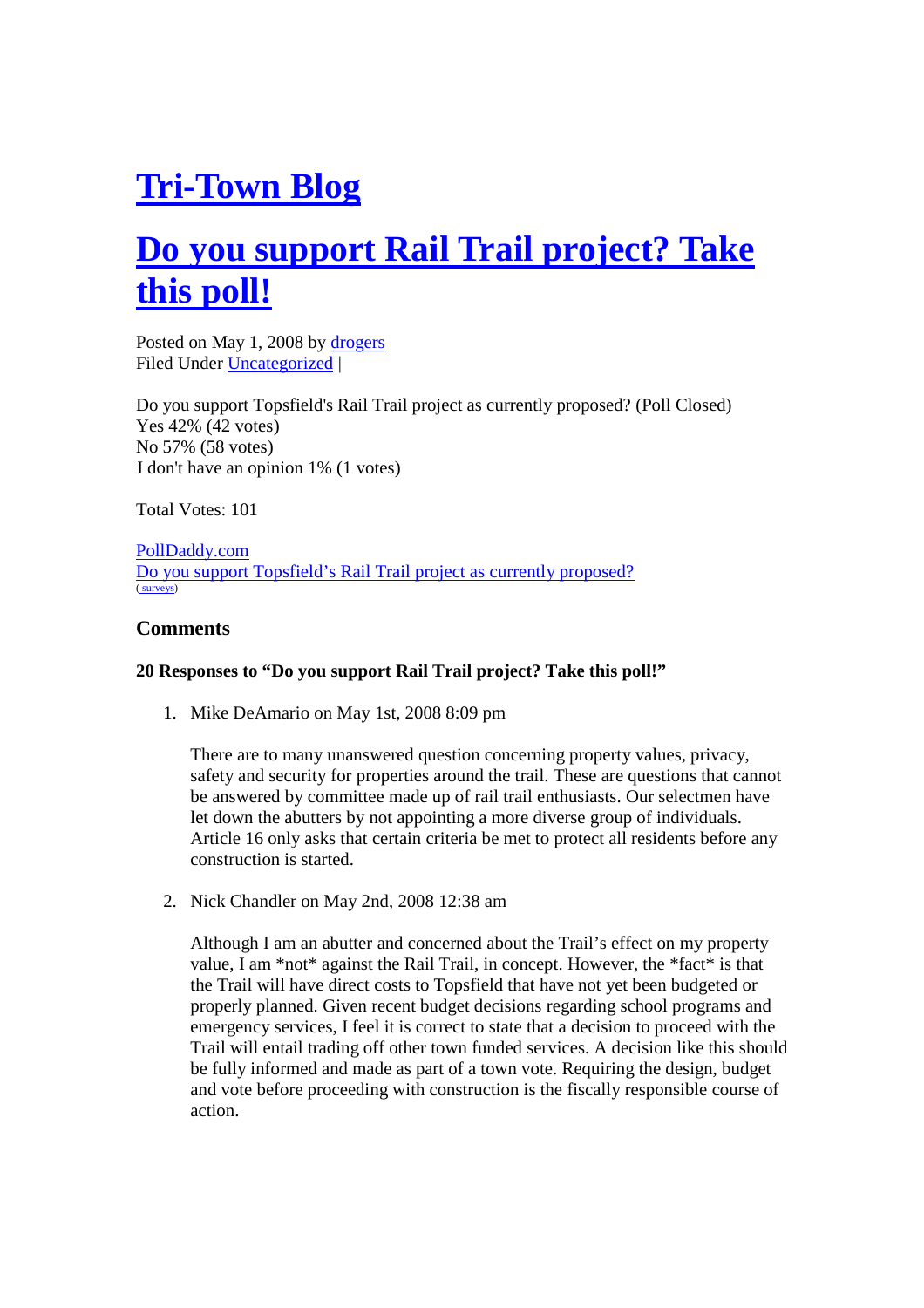# [Tri-Town Blog]

# [Do you support Rail Trail project? Take this poll!]

Posted on May 1, 2008 by [drogers]
Filed Under [Uncategorized] |

Do you support Topsfield's Rail Trail project as currently proposed? (Poll Closed)
Yes 42% (42 votes)
No 57% (58 votes)
I don't have an opinion 1% (1 votes)

Total Votes: 101

[PollDaddy.com]
[Do you support Topsfield's Rail Trail project as currently proposed?]
([ surveys])

### Comments

#### 20 Responses to "Do you support Rail Trail project? Take this poll!"

1. Mike DeAmario on May 1st, 2008 8:09 pm

   There are to many unanswered question concerning property values, privacy, safety and security for properties around the trail. These are questions that cannot be answered by committee made up of rail trail enthusiasts. Our selectmen have let down the abutters by not appointing a more diverse group of individuals. Article 16 only asks that certain criteria be met to protect all residents before any construction is started.

2. Nick Chandler on May 2nd, 2008 12:38 am

   Although I am an abutter and concerned about the Trail's effect on my property value, I am *not* against the Rail Trail, in concept. However, the *fact* is that the Trail will have direct costs to Topsfield that have not yet been budgeted or properly planned. Given recent budget decisions regarding school programs and emergency services, I feel it is correct to state that a decision to proceed with the Trail will entail trading off other town funded services. A decision like this should be fully informed and made as part of a town vote. Requiring the design, budget and vote before proceeding with construction is the fiscally responsible course of action.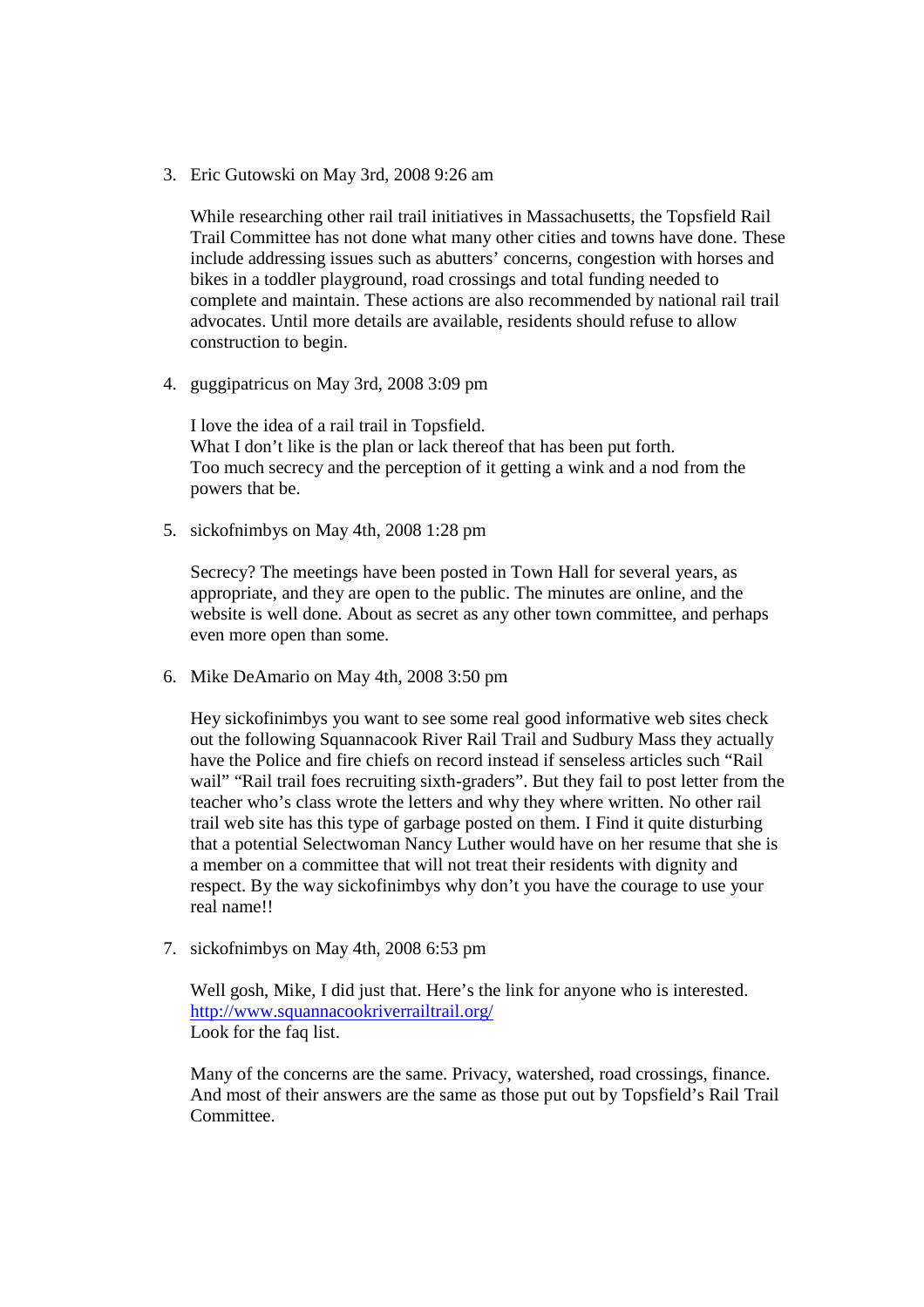3. Eric Gutowski on May 3rd, 2008 9:26 am

   While researching other rail trail initiatives in Massachusetts, the Topsfield Rail Trail Committee has not done what many other cities and towns have done. These include addressing issues such as abutters' concerns, congestion with horses and bikes in a toddler playground, road crossings and total funding needed to complete and maintain. These actions are also recommended by national rail trail advocates. Until more details are available, residents should refuse to allow construction to begin.

4. guggipatricus on May 3rd, 2008 3:09 pm

   I love the idea of a rail trail in Topsfield.
   What I don't like is the plan or lack thereof that has been put forth.
   Too much secrecy and the perception of it getting a wink and a nod from the powers that be.

5. sickofnimbys on May 4th, 2008 1:28 pm

   Secrecy? The meetings have been posted in Town Hall for several years, as appropriate, and they are open to the public. The minutes are online, and the website is well done. About as secret as any other town committee, and perhaps even more open than some.

6. Mike DeAmario on May 4th, 2008 3:50 pm

   Hey sickofinimbys you want to see some real good informative web sites check out the following Squannacook River Rail Trail and Sudbury Mass they actually have the Police and fire chiefs on record instead if senseless articles such "Rail wail" "Rail trail foes recruiting sixth-graders". But they fail to post letter from the teacher who's class wrote the letters and why they where written. No other rail trail web site has this type of garbage posted on them. I Find it quite disturbing that a potential Selectwoman Nancy Luther would have on her resume that she is a member on a committee that will not treat their residents with dignity and respect. By the way sickofinimbys why don't you have the courage to use your real name!!

7. sickofnimbys on May 4th, 2008 6:53 pm

   Well gosh, Mike, I did just that. Here's the link for anyone who is interested.
   [http://www.squannacookriverrailtrail.org/](http://www.squannacookriverrailtrail.org/)
   Look for the faq list.

   Many of the concerns are the same. Privacy, watershed, road crossings, finance. And most of their answers are the same as those put out by Topsfield's Rail Trail Committee.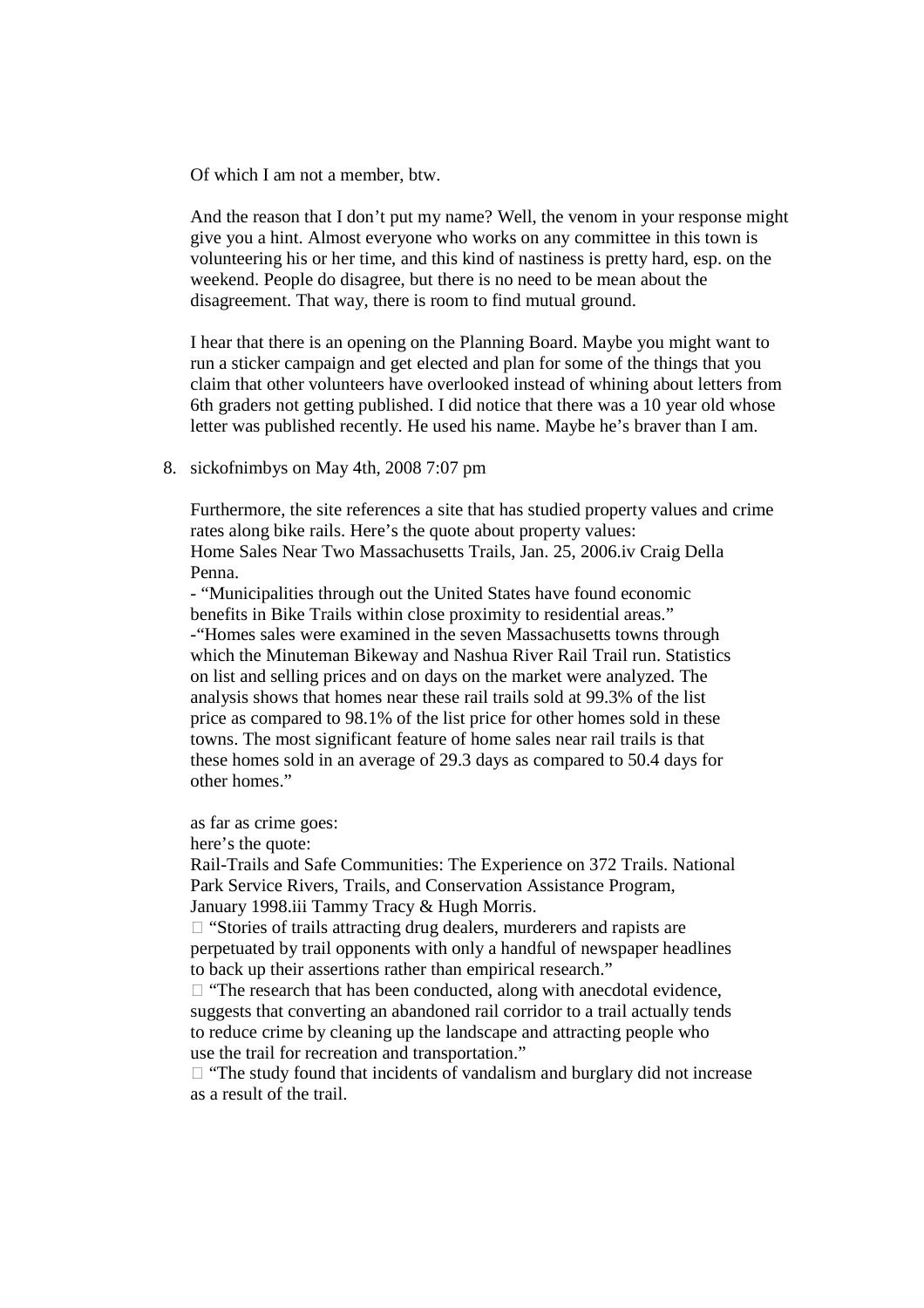Of which I am not a member, btw.

And the reason that I don't put my name? Well, the venom in your response might give you a hint. Almost everyone who works on any committee in this town is volunteering his or her time, and this kind of nastiness is pretty hard, esp. on the weekend. People do disagree, but there is no need to be mean about the disagreement. That way, there is room to find mutual ground.

I hear that there is an opening on the Planning Board. Maybe you might want to run a sticker campaign and get elected and plan for some of the things that you claim that other volunteers have overlooked instead of whining about letters from 6th graders not getting published. I did notice that there was a 10 year old whose letter was published recently. He used his name. Maybe he's braver than I am.

8. sickofnimbys on May 4th, 2008 7:07 pm

   Furthermore, the site references a site that has studied property values and crime rates along bike rails. Here's the quote about property values:
   Home Sales Near Two Massachusetts Trails, Jan. 25, 2006.iv Craig Della Penna.
   - "Municipalities through out the United States have found economic benefits in Bike Trails within close proximity to residential areas."
   -"Homes sales were examined in the seven Massachusetts towns through which the Minuteman Bikeway and Nashua River Rail Trail run. Statistics on list and selling prices and on days on the market were analyzed. The analysis shows that homes near these rail trails sold at 99.3% of the list price as compared to 98.1% of the list price for other homes sold in these towns. The most significant feature of home sales near rail trails is that these homes sold in an average of 29.3 days as compared to 50.4 days for other homes."

   as far as crime goes:
   here's the quote:
   Rail-Trails and Safe Communities: The Experience on 372 Trails. National Park Service Rivers, Trails, and Conservation Assistance Program, January 1998.iii Tammy Tracy & Hugh Morris.
    "Stories of trails attracting drug dealers, murderers and rapists are perpetuated by trail opponents with only a handful of newspaper headlines to back up their assertions rather than empirical research."
    "The research that has been conducted, along with anecdotal evidence, suggests that converting an abandoned rail corridor to a trail actually tends to reduce crime by cleaning up the landscape and attracting people who use the trail for recreation and transportation."
    "The study found that incidents of vandalism and burglary did not increase as a result of the trail.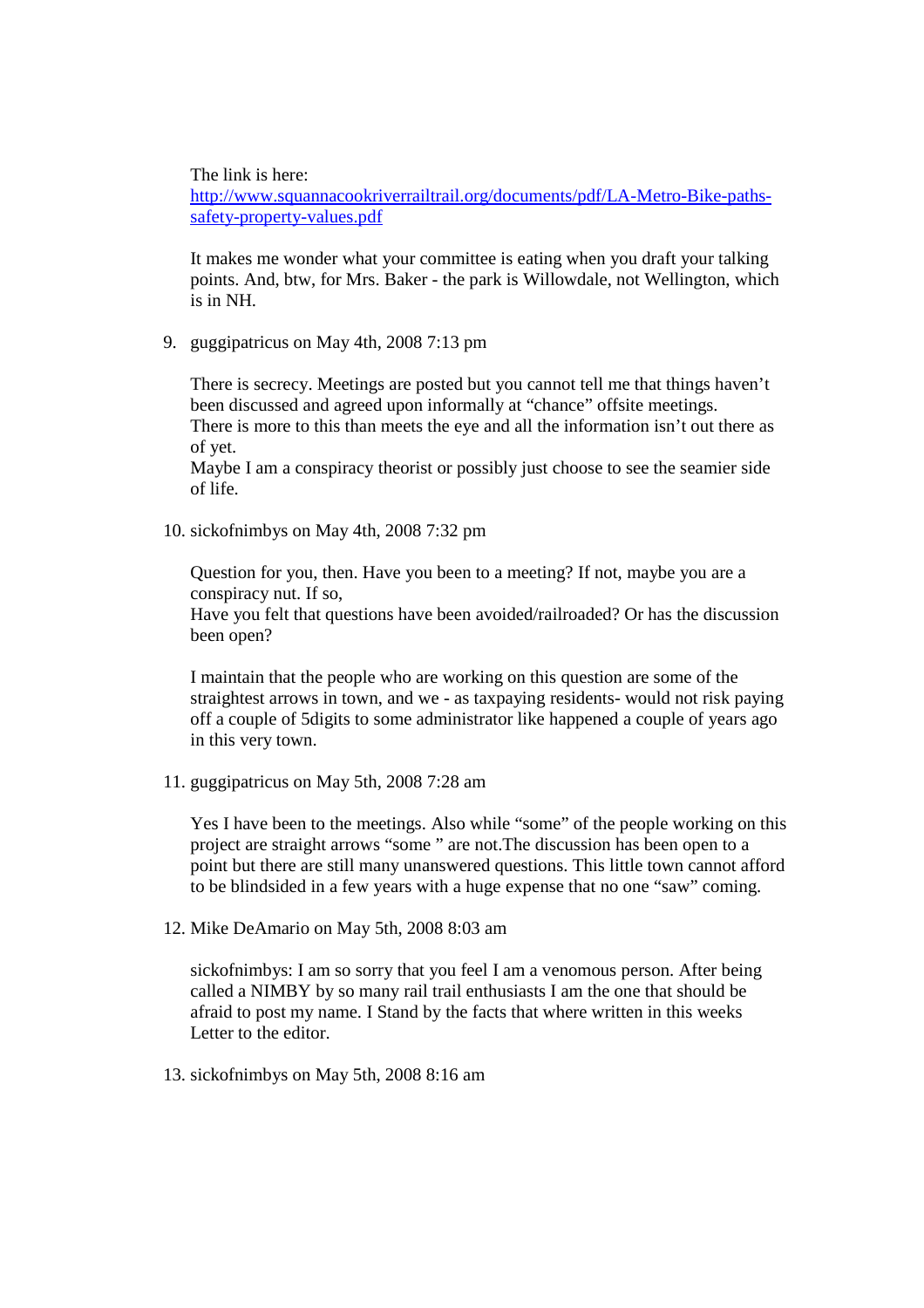The link is here:
http://www.squannacookriverrailtrail.org/documents/pdf/LA-Metro-Bike-paths-safety-property-values.pdf

It makes me wonder what your committee is eating when you draft your talking points. And, btw, for Mrs. Baker - the park is Willowdale, not Wellington, which is in NH.

9. guggipatricus on May 4th, 2008 7:13 pm

   There is secrecy. Meetings are posted but you cannot tell me that things haven't been discussed and agreed upon informally at "chance" offsite meetings.
   There is more to this than meets the eye and all the information isn't out there as of yet.
   Maybe I am a conspiracy theorist or possibly just choose to see the seamier side of life.

10. sickofnimbys on May 4th, 2008 7:32 pm

    Question for you, then. Have you been to a meeting? If not, maybe you are a conspiracy nut. If so,
    Have you felt that questions have been avoided/railroaded? Or has the discussion been open?

    I maintain that the people who are working on this question are some of the straightest arrows in town, and we - as taxpaying residents- would not risk paying off a couple of 5digits to some administrator like happened a couple of years ago in this very town.

11. guggipatricus on May 5th, 2008 7:28 am

    Yes I have been to the meetings. Also while "some" of the people working on this project are straight arrows "some " are not.The discussion has been open to a point but there are still many unanswered questions. This little town cannot afford to be blindsided in a few years with a huge expense that no one "saw" coming.

12. Mike DeAmario on May 5th, 2008 8:03 am

    sickofnimbys: I am so sorry that you feel I am a venomous person. After being called a NIMBY by so many rail trail enthusiasts I am the one that should be afraid to post my name. I Stand by the facts that where written in this weeks Letter to the editor.

13. sickofnimbys on May 5th, 2008 8:16 am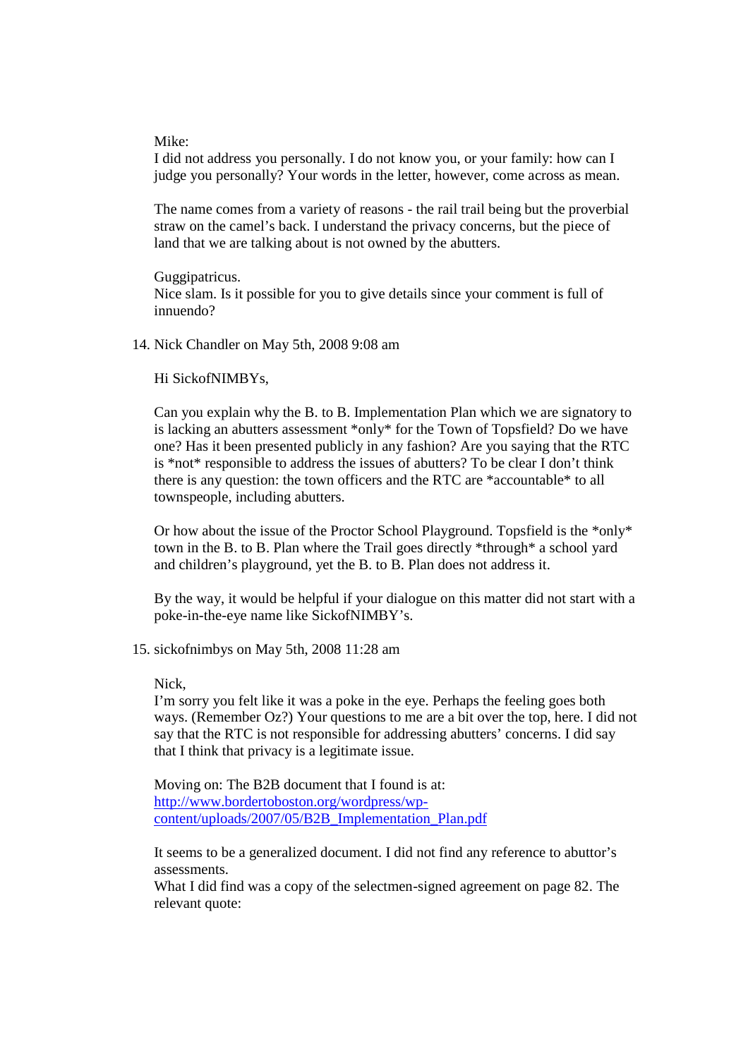Mike:
I did not address you personally. I do not know you, or your family: how can I judge you personally? Your words in the letter, however, come across as mean.

The name comes from a variety of reasons - the rail trail being but the proverbial straw on the camel's back. I understand the privacy concerns, but the piece of land that we are talking about is not owned by the abutters.

Guggipatricus.
Nice slam. Is it possible for you to give details since your comment is full of innuendo?

14. Nick Chandler on May 5th, 2008 9:08 am

Hi SickofNIMBYs,

Can you explain why the B. to B. Implementation Plan which we are signatory to is lacking an abutters assessment *only* for the Town of Topsfield? Do we have one? Has it been presented publicly in any fashion? Are you saying that the RTC is *not* responsible to address the issues of abutters? To be clear I don't think there is any question: the town officers and the RTC are *accountable* to all townspeople, including abutters.

Or how about the issue of the Proctor School Playground. Topsfield is the *only* town in the B. to B. Plan where the Trail goes directly *through* a school yard and children's playground, yet the B. to B. Plan does not address it.

By the way, it would be helpful if your dialogue on this matter did not start with a poke-in-the-eye name like SickofNIMBY's.

15. sickofnimbys on May 5th, 2008 11:28 am

Nick,
I'm sorry you felt like it was a poke in the eye. Perhaps the feeling goes both ways. (Remember Oz?) Your questions to me are a bit over the top, here. I did not say that the RTC is not responsible for addressing abutters' concerns. I did say that I think that privacy is a legitimate issue.

Moving on: The B2B document that I found is at:
[http://www.bordertoboston.org/wordpress/wp-content/uploads/2007/05/B2B_Implementation_Plan.pdf](http://www.bordertoboston.org/wordpress/wp-content/uploads/2007/05/B2B_Implementation_Plan.pdf)

It seems to be a generalized document. I did not find any reference to abuttor's assessments.
What I did find was a copy of the selectmen-signed agreement on page 82. The relevant quote: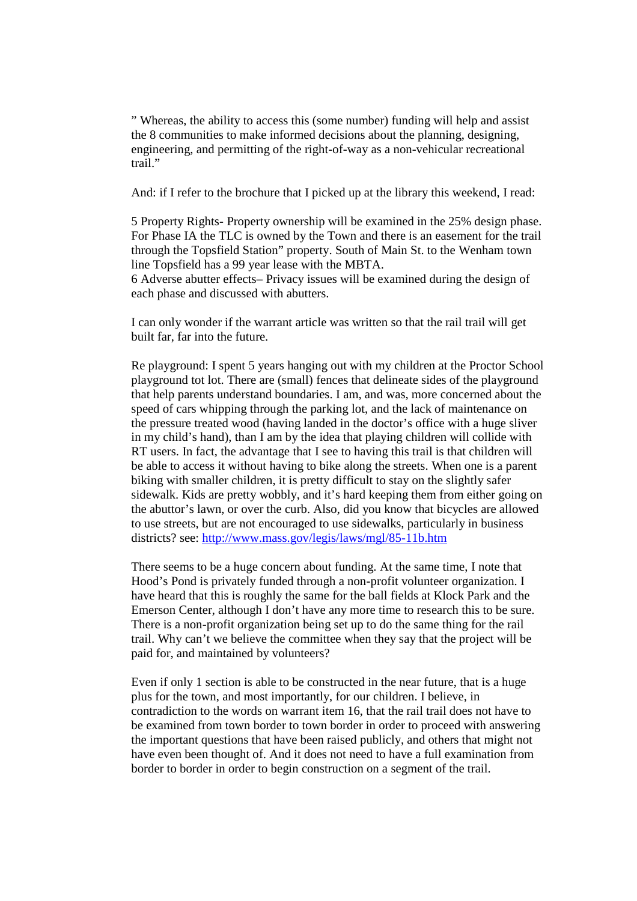" Whereas, the ability to access this (some number) funding will help and assist the 8 communities to make informed decisions about the planning, designing, engineering, and permitting of the right-of-way as a non-vehicular recreational trail."

And: if I refer to the brochure that I picked up at the library this weekend, I read:

5 Property Rights- Property ownership will be examined in the 25% design phase. For Phase IA the TLC is owned by the Town and there is an easement for the trail through the Topsfield Station" property. South of Main St. to the Wenham town line Topsfield has a 99 year lease with the MBTA.

6 Adverse abutter effects– Privacy issues will be examined during the design of each phase and discussed with abutters.

I can only wonder if the warrant article was written so that the rail trail will get built far, far into the future.

Re playground: I spent 5 years hanging out with my children at the Proctor School playground tot lot. There are (small) fences that delineate sides of the playground that help parents understand boundaries. I am, and was, more concerned about the speed of cars whipping through the parking lot, and the lack of maintenance on the pressure treated wood (having landed in the doctor's office with a huge sliver in my child's hand), than I am by the idea that playing children will collide with RT users. In fact, the advantage that I see to having this trail is that children will be able to access it without having to bike along the streets. When one is a parent biking with smaller children, it is pretty difficult to stay on the slightly safer sidewalk. Kids are pretty wobbly, and it's hard keeping them from either going on the abuttor's lawn, or over the curb. Also, did you know that bicycles are allowed to use streets, but are not encouraged to use sidewalks, particularly in business districts? see: [http://www.mass.gov/legis/laws/mgl/85-11b.htm](http://www.mass.gov/legis/laws/mgl/85-11b.htm)

There seems to be a huge concern about funding. At the same time, I note that Hood's Pond is privately funded through a non-profit volunteer organization. I have heard that this is roughly the same for the ball fields at Klock Park and the Emerson Center, although I don't have any more time to research this to be sure. There is a non-profit organization being set up to do the same thing for the rail trail. Why can't we believe the committee when they say that the project will be paid for, and maintained by volunteers?

Even if only 1 section is able to be constructed in the near future, that is a huge plus for the town, and most importantly, for our children. I believe, in contradiction to the words on warrant item 16, that the rail trail does not have to be examined from town border to town border in order to proceed with answering the important questions that have been raised publicly, and others that might not have even been thought of. And it does not need to have a full examination from border to border in order to begin construction on a segment of the trail.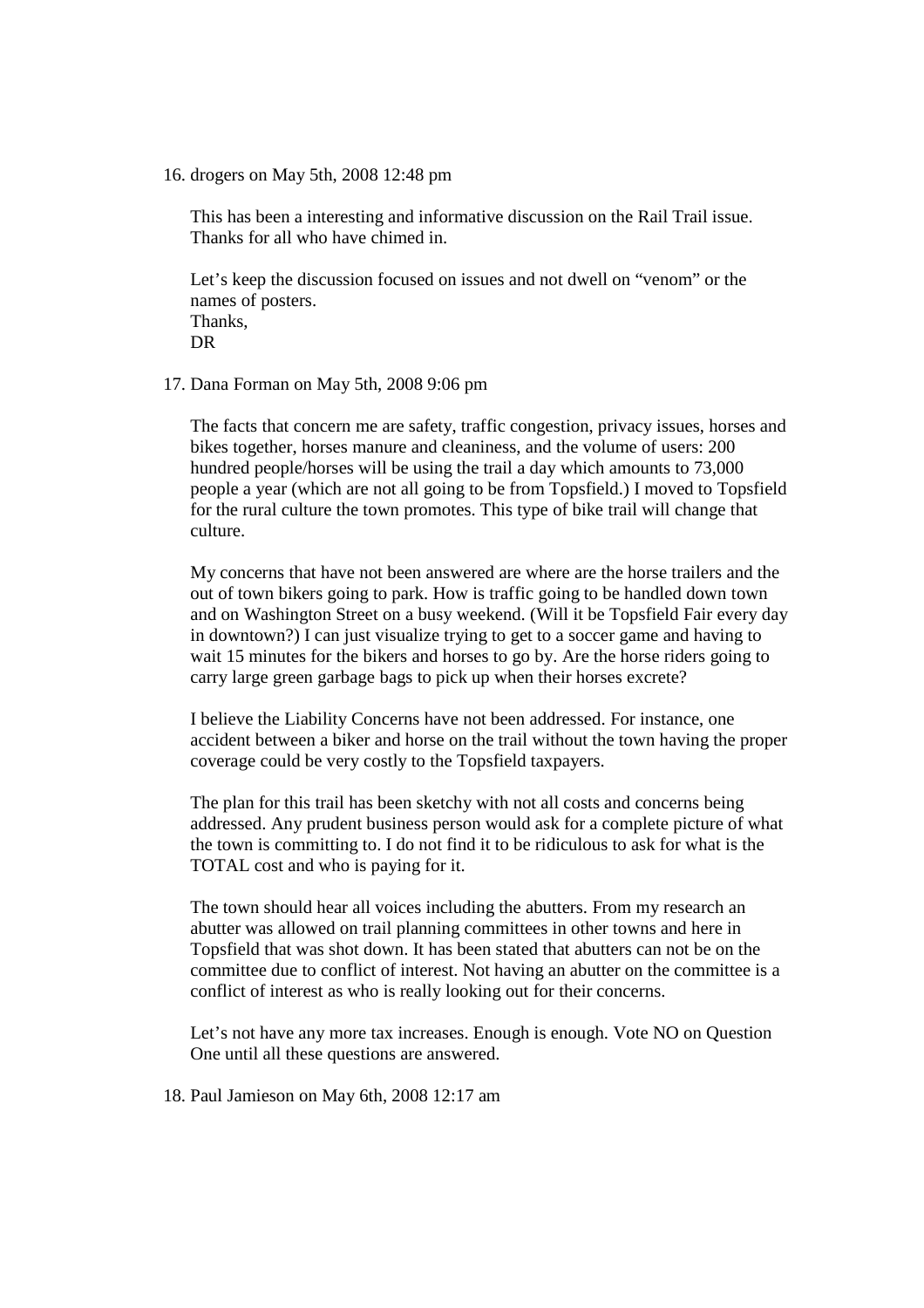16. drogers on May 5th, 2008 12:48 pm

    This has been a interesting and informative discussion on the Rail Trail issue. Thanks for all who have chimed in.

    Let's keep the discussion focused on issues and not dwell on "venom" or the names of posters.
    Thanks,
    DR

17. Dana Forman on May 5th, 2008 9:06 pm

    The facts that concern me are safety, traffic congestion, privacy issues, horses and bikes together, horses manure and cleaniness, and the volume of users: 200 hundred people/horses will be using the trail a day which amounts to 73,000 people a year (which are not all going to be from Topsfield.) I moved to Topsfield for the rural culture the town promotes. This type of bike trail will change that culture.

    My concerns that have not been answered are where are the horse trailers and the out of town bikers going to park. How is traffic going to be handled down town and on Washington Street on a busy weekend. (Will it be Topsfield Fair every day in downtown?) I can just visualize trying to get to a soccer game and having to wait 15 minutes for the bikers and horses to go by. Are the horse riders going to carry large green garbage bags to pick up when their horses excrete?

    I believe the Liability Concerns have not been addressed. For instance, one accident between a biker and horse on the trail without the town having the proper coverage could be very costly to the Topsfield taxpayers.

    The plan for this trail has been sketchy with not all costs and concerns being addressed. Any prudent business person would ask for a complete picture of what the town is committing to. I do not find it to be ridiculous to ask for what is the TOTAL cost and who is paying for it.

    The town should hear all voices including the abutters. From my research an abutter was allowed on trail planning committees in other towns and here in Topsfield that was shot down. It has been stated that abutters can not be on the committee due to conflict of interest. Not having an abutter on the committee is a conflict of interest as who is really looking out for their concerns.

    Let's not have any more tax increases. Enough is enough. Vote NO on Question One until all these questions are answered.

18. Paul Jamieson on May 6th, 2008 12:17 am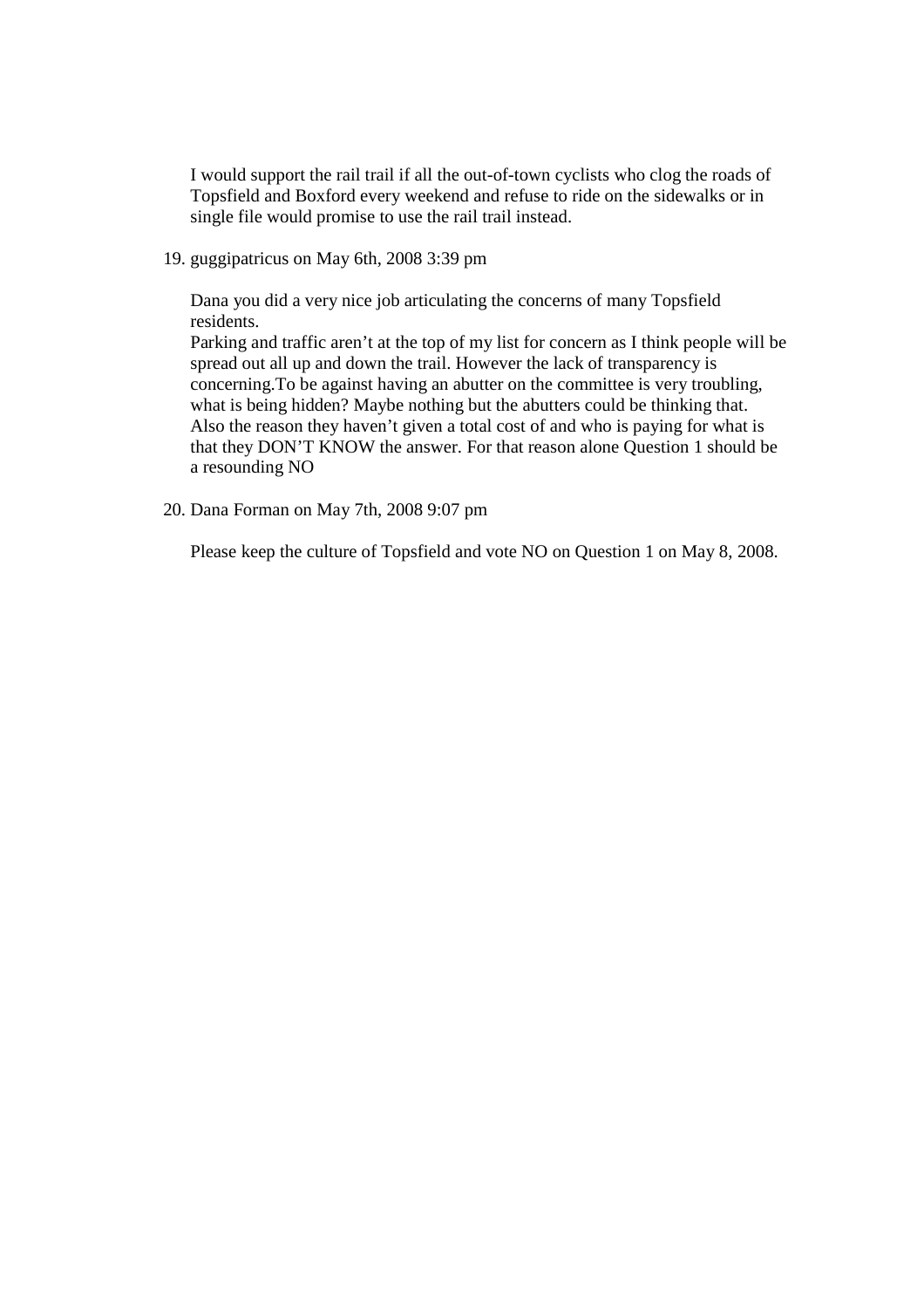I would support the rail trail if all the out-of-town cyclists who clog the roads of Topsfield and Boxford every weekend and refuse to ride on the sidewalks or in single file would promise to use the rail trail instead.

19. guggipatricus on May 6th, 2008 3:39 pm

    Dana you did a very nice job articulating the concerns of many Topsfield residents.
    Parking and traffic aren't at the top of my list for concern as I think people will be spread out all up and down the trail. However the lack of transparency is concerning.To be against having an abutter on the committee is very troubling, what is being hidden? Maybe nothing but the abutters could be thinking that. Also the reason they haven't given a total cost of and who is paying for what is that they DON'T KNOW the answer. For that reason alone Question 1 should be a resounding NO

20. Dana Forman on May 7th, 2008 9:07 pm

    Please keep the culture of Topsfield and vote NO on Question 1 on May 8, 2008.